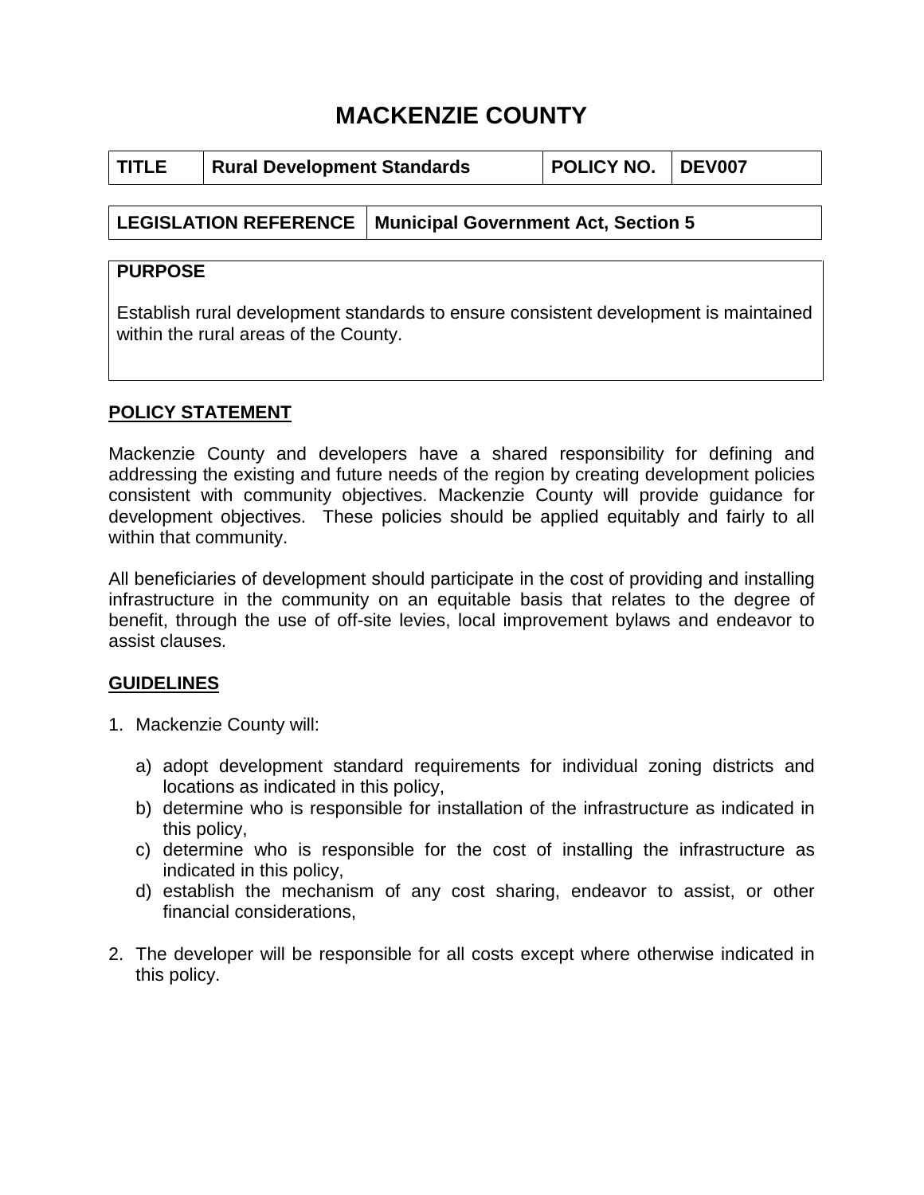# MACKENZIE COUNTY

| TITLE | Rural Development Standards | POLICY NO. | DEV007 |
|---|---|---|---|

| LEGISLATION REFERENCE | Municipal Government Act, Section 5 |
|---|---|

| PURPOSE |
|---|
| Establish rural development standards to ensure consistent development is maintained within the rural areas of the County. |

## POLICY STATEMENT

Mackenzie County and developers have a shared responsibility for defining and addressing the existing and future needs of the region by creating development policies consistent with community objectives. Mackenzie County will provide guidance for development objectives. These policies should be applied equitably and fairly to all within that community.

All beneficiaries of development should participate in the cost of providing and installing infrastructure in the community on an equitable basis that relates to the degree of benefit, through the use of off-site levies, local improvement bylaws and endeavor to assist clauses.

## GUIDELINES

1. Mackenzie County will:

   a) adopt development standard requirements for individual zoning districts and locations as indicated in this policy,
   b) determine who is responsible for installation of the infrastructure as indicated in this policy,
   c) determine who is responsible for the cost of installing the infrastructure as indicated in this policy,
   d) establish the mechanism of any cost sharing, endeavor to assist, or other financial considerations,

2. The developer will be responsible for all costs except where otherwise indicated in this policy.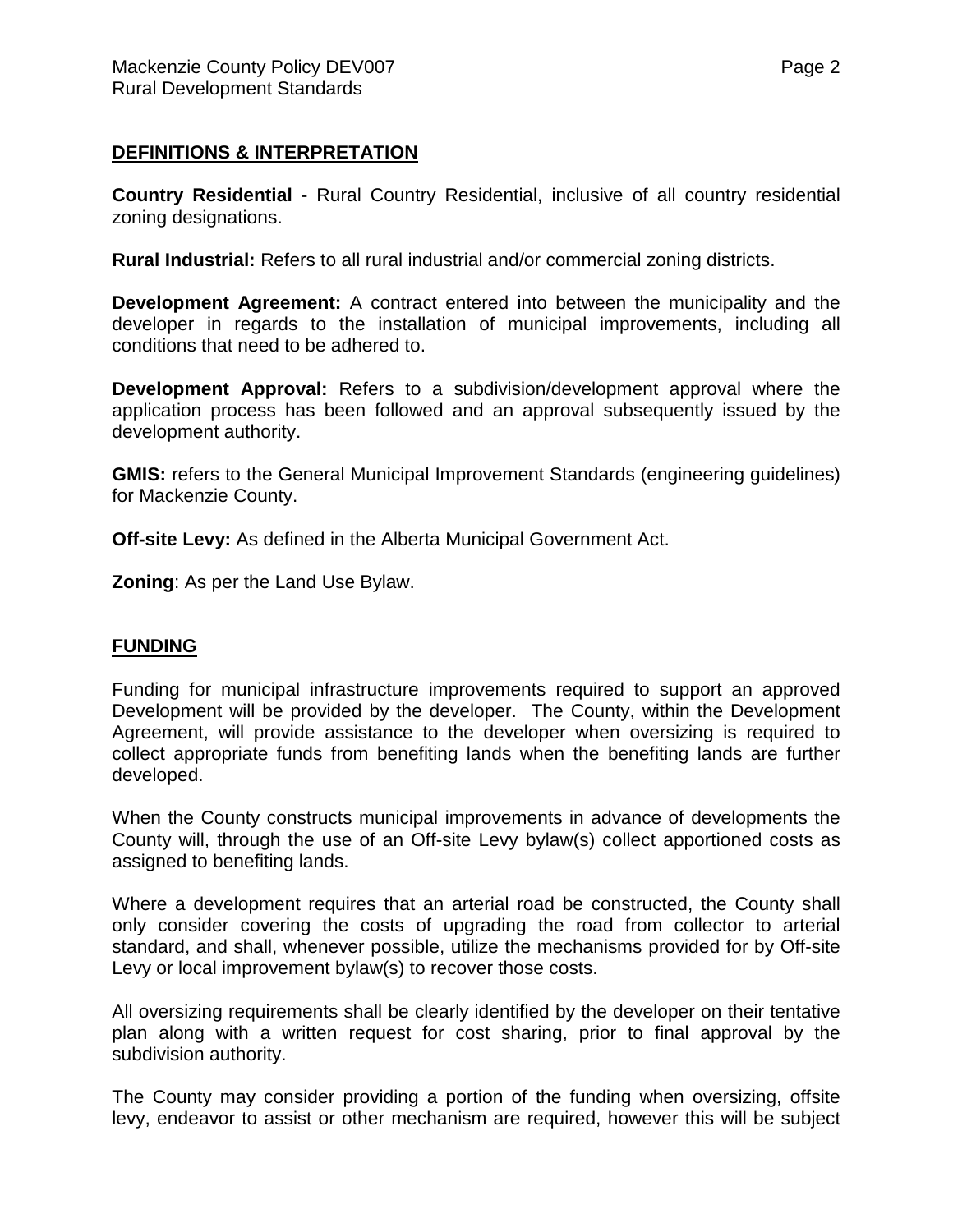## DEFINITIONS & INTERPRETATION

**Country Residential** - Rural Country Residential, inclusive of all country residential zoning designations.

**Rural Industrial:** Refers to all rural industrial and/or commercial zoning districts.

**Development Agreement:** A contract entered into between the municipality and the developer in regards to the installation of municipal improvements, including all conditions that need to be adhered to.

**Development Approval:** Refers to a subdivision/development approval where the application process has been followed and an approval subsequently issued by the development authority.

**GMIS:** refers to the General Municipal Improvement Standards (engineering guidelines) for Mackenzie County.

**Off-site Levy:** As defined in the Alberta Municipal Government Act.

**Zoning**: As per the Land Use Bylaw.

## FUNDING

Funding for municipal infrastructure improvements required to support an approved Development will be provided by the developer. The County, within the Development Agreement, will provide assistance to the developer when oversizing is required to collect appropriate funds from benefiting lands when the benefiting lands are further developed.

When the County constructs municipal improvements in advance of developments the County will, through the use of an Off-site Levy bylaw(s) collect apportioned costs as assigned to benefiting lands.

Where a development requires that an arterial road be constructed, the County shall only consider covering the costs of upgrading the road from collector to arterial standard, and shall, whenever possible, utilize the mechanisms provided for by Off-site Levy or local improvement bylaw(s) to recover those costs.

All oversizing requirements shall be clearly identified by the developer on their tentative plan along with a written request for cost sharing, prior to final approval by the subdivision authority.

The County may consider providing a portion of the funding when oversizing, offsite levy, endeavor to assist or other mechanism are required, however this will be subject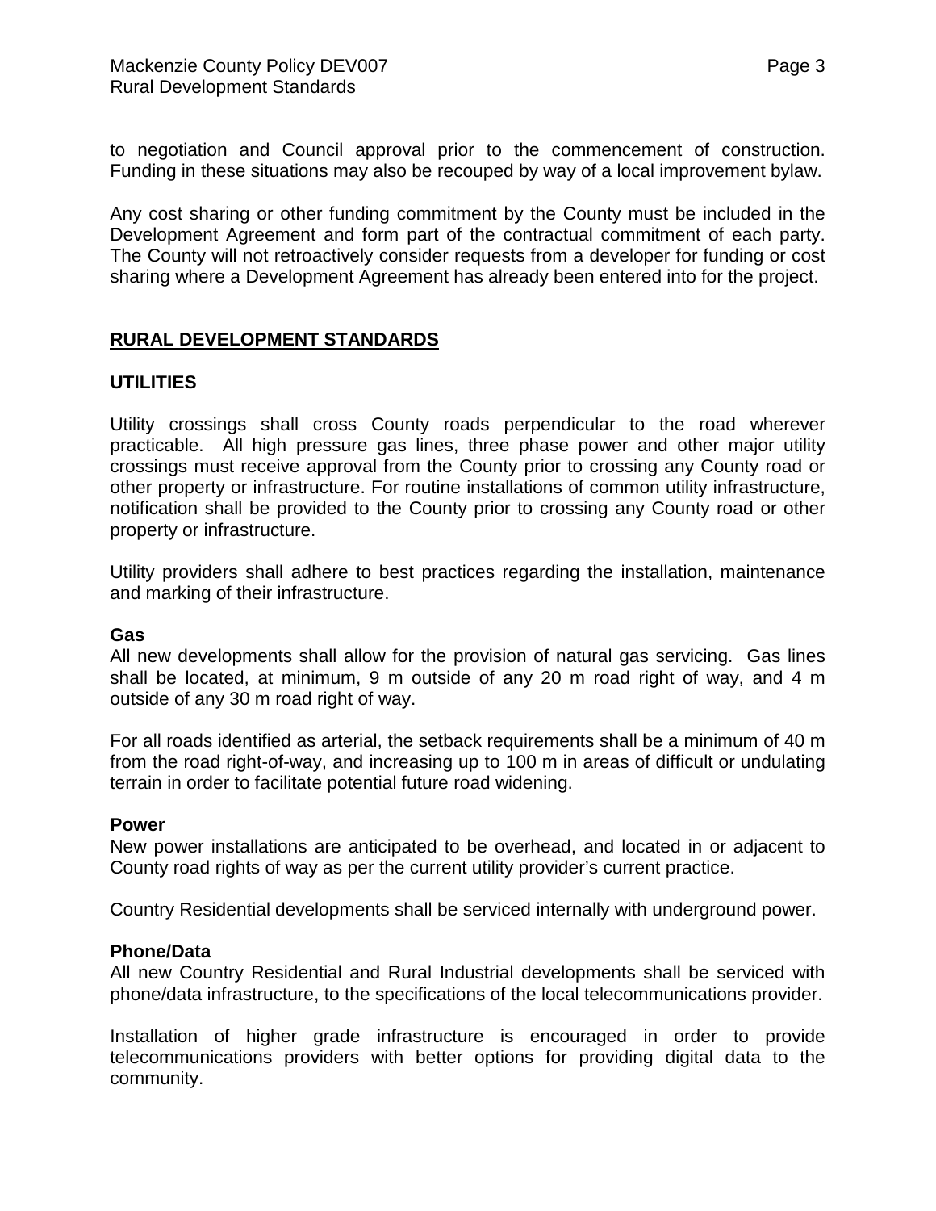to negotiation and Council approval prior to the commencement of construction. Funding in these situations may also be recouped by way of a local improvement bylaw.

Any cost sharing or other funding commitment by the County must be included in the Development Agreement and form part of the contractual commitment of each party. The County will not retroactively consider requests from a developer for funding or cost sharing where a Development Agreement has already been entered into for the project.

## RURAL DEVELOPMENT STANDARDS

### UTILITIES

Utility crossings shall cross County roads perpendicular to the road wherever practicable. All high pressure gas lines, three phase power and other major utility crossings must receive approval from the County prior to crossing any County road or other property or infrastructure. For routine installations of common utility infrastructure, notification shall be provided to the County prior to crossing any County road or other property or infrastructure.

Utility providers shall adhere to best practices regarding the installation, maintenance and marking of their infrastructure.

#### Gas

All new developments shall allow for the provision of natural gas servicing. Gas lines shall be located, at minimum, 9 m outside of any 20 m road right of way, and 4 m outside of any 30 m road right of way.

For all roads identified as arterial, the setback requirements shall be a minimum of 40 m from the road right-of-way, and increasing up to 100 m in areas of difficult or undulating terrain in order to facilitate potential future road widening.

#### Power

New power installations are anticipated to be overhead, and located in or adjacent to County road rights of way as per the current utility provider's current practice.

Country Residential developments shall be serviced internally with underground power.

#### Phone/Data

All new Country Residential and Rural Industrial developments shall be serviced with phone/data infrastructure, to the specifications of the local telecommunications provider.

Installation of higher grade infrastructure is encouraged in order to provide telecommunications providers with better options for providing digital data to the community.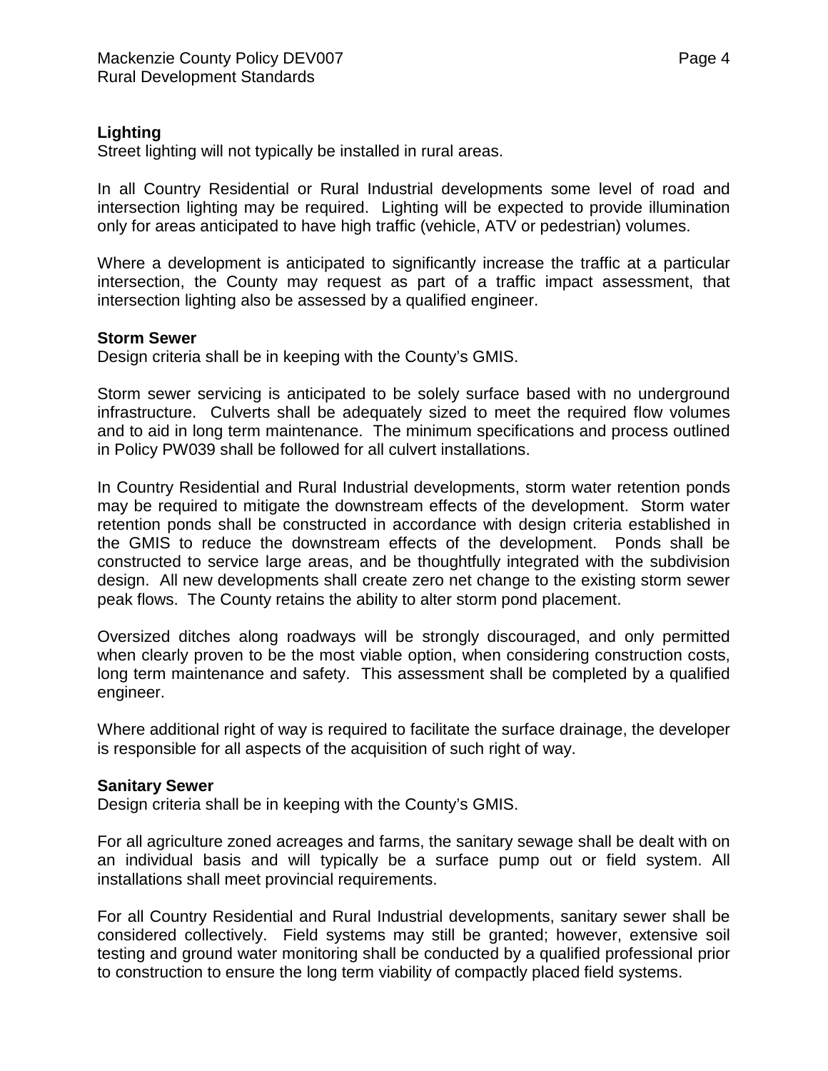**Lighting**

Street lighting will not typically be installed in rural areas.

In all Country Residential or Rural Industrial developments some level of road and intersection lighting may be required. Lighting will be expected to provide illumination only for areas anticipated to have high traffic (vehicle, ATV or pedestrian) volumes.

Where a development is anticipated to significantly increase the traffic at a particular intersection, the County may request as part of a traffic impact assessment, that intersection lighting also be assessed by a qualified engineer.

**Storm Sewer**

Design criteria shall be in keeping with the County's GMIS.

Storm sewer servicing is anticipated to be solely surface based with no underground infrastructure. Culverts shall be adequately sized to meet the required flow volumes and to aid in long term maintenance. The minimum specifications and process outlined in Policy PW039 shall be followed for all culvert installations.

In Country Residential and Rural Industrial developments, storm water retention ponds may be required to mitigate the downstream effects of the development. Storm water retention ponds shall be constructed in accordance with design criteria established in the GMIS to reduce the downstream effects of the development. Ponds shall be constructed to service large areas, and be thoughtfully integrated with the subdivision design. All new developments shall create zero net change to the existing storm sewer peak flows. The County retains the ability to alter storm pond placement.

Oversized ditches along roadways will be strongly discouraged, and only permitted when clearly proven to be the most viable option, when considering construction costs, long term maintenance and safety. This assessment shall be completed by a qualified engineer.

Where additional right of way is required to facilitate the surface drainage, the developer is responsible for all aspects of the acquisition of such right of way.

**Sanitary Sewer**

Design criteria shall be in keeping with the County's GMIS.

For all agriculture zoned acreages and farms, the sanitary sewage shall be dealt with on an individual basis and will typically be a surface pump out or field system. All installations shall meet provincial requirements.

For all Country Residential and Rural Industrial developments, sanitary sewer shall be considered collectively. Field systems may still be granted; however, extensive soil testing and ground water monitoring shall be conducted by a qualified professional prior to construction to ensure the long term viability of compactly placed field systems.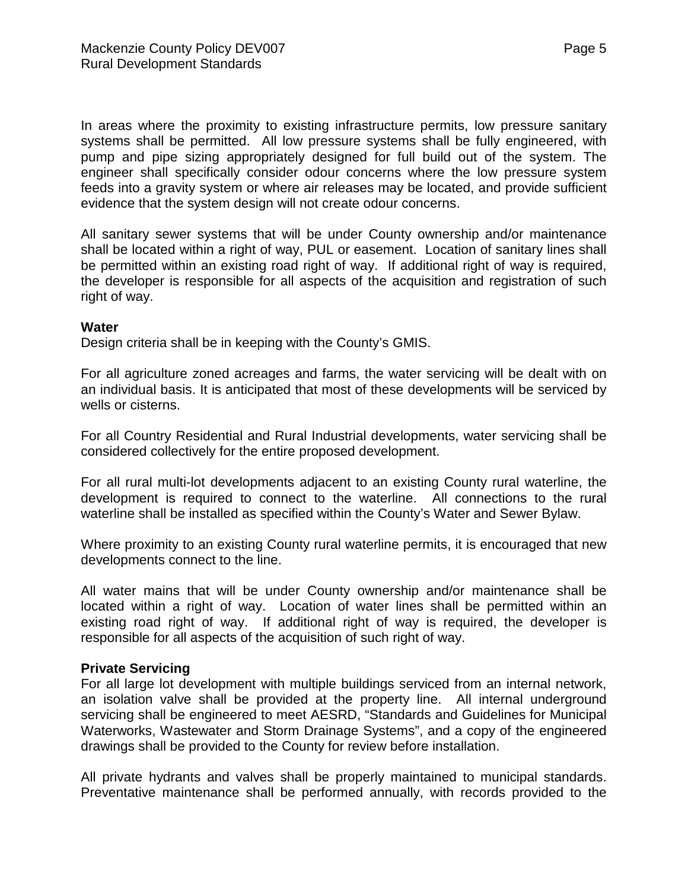In areas where the proximity to existing infrastructure permits, low pressure sanitary systems shall be permitted. All low pressure systems shall be fully engineered, with pump and pipe sizing appropriately designed for full build out of the system. The engineer shall specifically consider odour concerns where the low pressure system feeds into a gravity system or where air releases may be located, and provide sufficient evidence that the system design will not create odour concerns.

All sanitary sewer systems that will be under County ownership and/or maintenance shall be located within a right of way, PUL or easement. Location of sanitary lines shall be permitted within an existing road right of way. If additional right of way is required, the developer is responsible for all aspects of the acquisition and registration of such right of way.

**Water**

Design criteria shall be in keeping with the County's GMIS.

For all agriculture zoned acreages and farms, the water servicing will be dealt with on an individual basis. It is anticipated that most of these developments will be serviced by wells or cisterns.

For all Country Residential and Rural Industrial developments, water servicing shall be considered collectively for the entire proposed development.

For all rural multi-lot developments adjacent to an existing County rural waterline, the development is required to connect to the waterline. All connections to the rural waterline shall be installed as specified within the County's Water and Sewer Bylaw.

Where proximity to an existing County rural waterline permits, it is encouraged that new developments connect to the line.

All water mains that will be under County ownership and/or maintenance shall be located within a right of way. Location of water lines shall be permitted within an existing road right of way. If additional right of way is required, the developer is responsible for all aspects of the acquisition of such right of way.

**Private Servicing**

For all large lot development with multiple buildings serviced from an internal network, an isolation valve shall be provided at the property line. All internal underground servicing shall be engineered to meet AESRD, "Standards and Guidelines for Municipal Waterworks, Wastewater and Storm Drainage Systems", and a copy of the engineered drawings shall be provided to the County for review before installation.

All private hydrants and valves shall be properly maintained to municipal standards. Preventative maintenance shall be performed annually, with records provided to the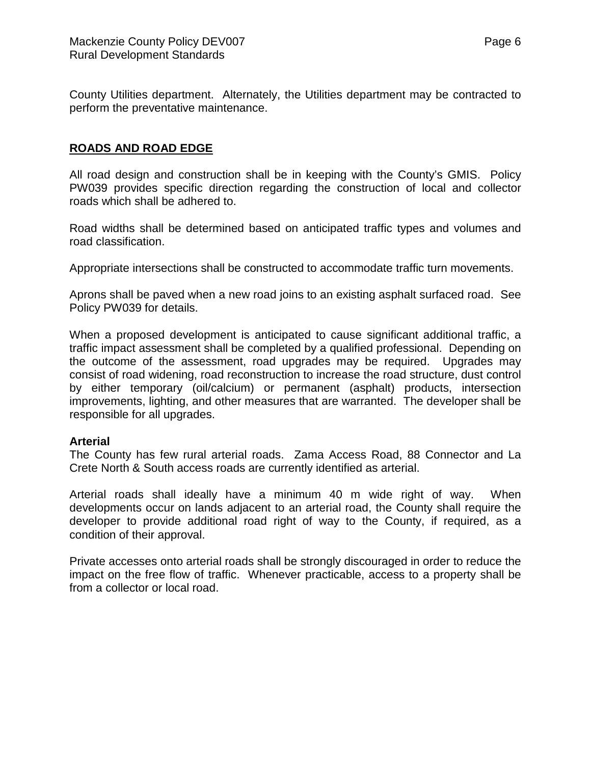County Utilities department. Alternately, the Utilities department may be contracted to perform the preventative maintenance.

## **ROADS AND ROAD EDGE**

All road design and construction shall be in keeping with the County's GMIS. Policy PW039 provides specific direction regarding the construction of local and collector roads which shall be adhered to.

Road widths shall be determined based on anticipated traffic types and volumes and road classification.

Appropriate intersections shall be constructed to accommodate traffic turn movements.

Aprons shall be paved when a new road joins to an existing asphalt surfaced road. See Policy PW039 for details.

When a proposed development is anticipated to cause significant additional traffic, a traffic impact assessment shall be completed by a qualified professional. Depending on the outcome of the assessment, road upgrades may be required. Upgrades may consist of road widening, road reconstruction to increase the road structure, dust control by either temporary (oil/calcium) or permanent (asphalt) products, intersection improvements, lighting, and other measures that are warranted. The developer shall be responsible for all upgrades.

### **Arterial**

The County has few rural arterial roads. Zama Access Road, 88 Connector and La Crete North & South access roads are currently identified as arterial.

Arterial roads shall ideally have a minimum 40 m wide right of way. When developments occur on lands adjacent to an arterial road, the County shall require the developer to provide additional road right of way to the County, if required, as a condition of their approval.

Private accesses onto arterial roads shall be strongly discouraged in order to reduce the impact on the free flow of traffic. Whenever practicable, access to a property shall be from a collector or local road.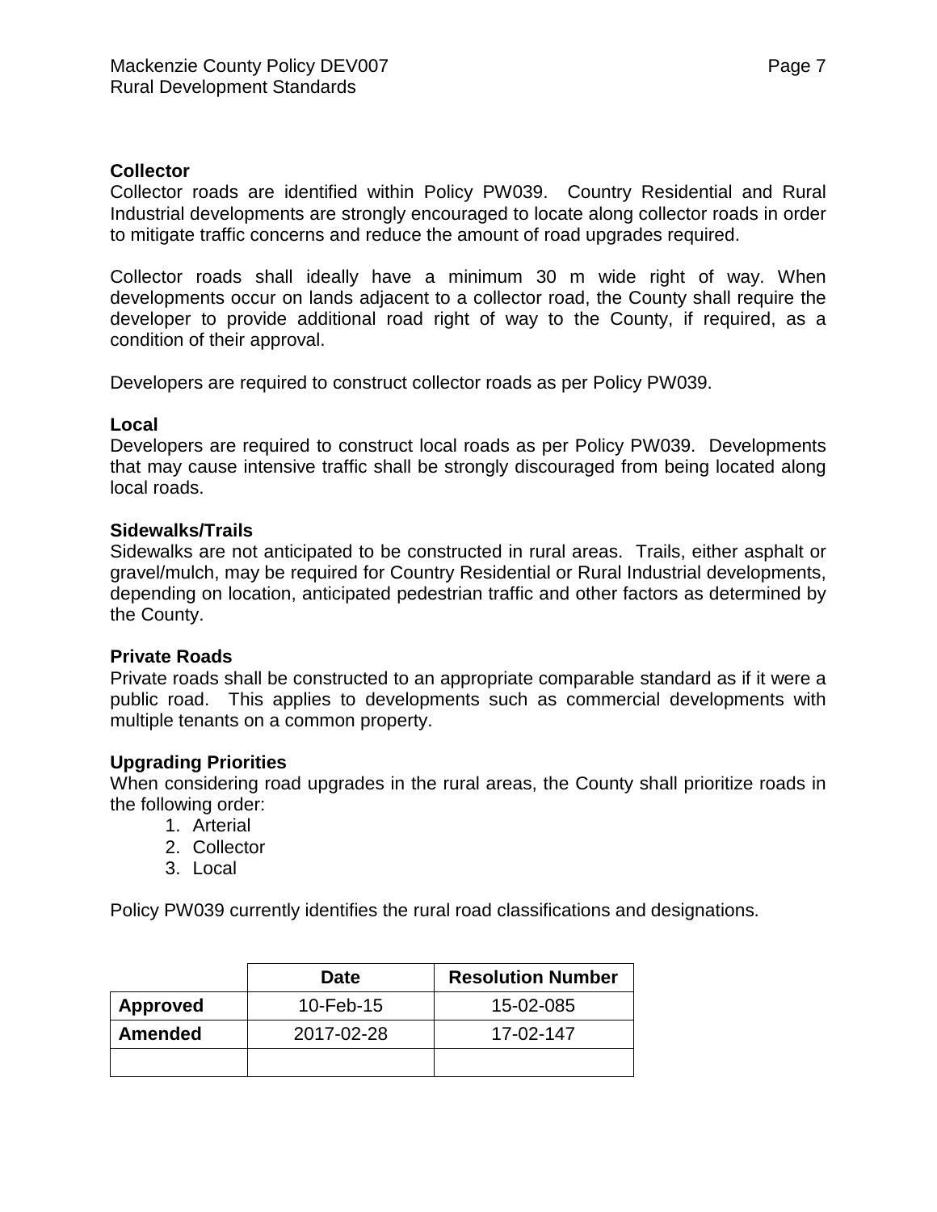**Collector**
Collector roads are identified within Policy PW039. Country Residential and Rural Industrial developments are strongly encouraged to locate along collector roads in order to mitigate traffic concerns and reduce the amount of road upgrades required.

Collector roads shall ideally have a minimum 30 m wide right of way. When developments occur on lands adjacent to a collector road, the County shall require the developer to provide additional road right of way to the County, if required, as a condition of their approval.

Developers are required to construct collector roads as per Policy PW039.

**Local**
Developers are required to construct local roads as per Policy PW039. Developments that may cause intensive traffic shall be strongly discouraged from being located along local roads.

**Sidewalks/Trails**
Sidewalks are not anticipated to be constructed in rural areas. Trails, either asphalt or gravel/mulch, may be required for Country Residential or Rural Industrial developments, depending on location, anticipated pedestrian traffic and other factors as determined by the County.

**Private Roads**
Private roads shall be constructed to an appropriate comparable standard as if it were a public road. This applies to developments such as commercial developments with multiple tenants on a common property.

**Upgrading Priorities**
When considering road upgrades in the rural areas, the County shall prioritize roads in the following order:

1. Arterial
2. Collector
3. Local

Policy PW039 currently identifies the rural road classifications and designations.

| | Date | Resolution Number |
|---|---|---|
| **Approved** | 10-Feb-15 | 15-02-085 |
| **Amended** | 2017-02-28 | 17-02-147 |
| | | |